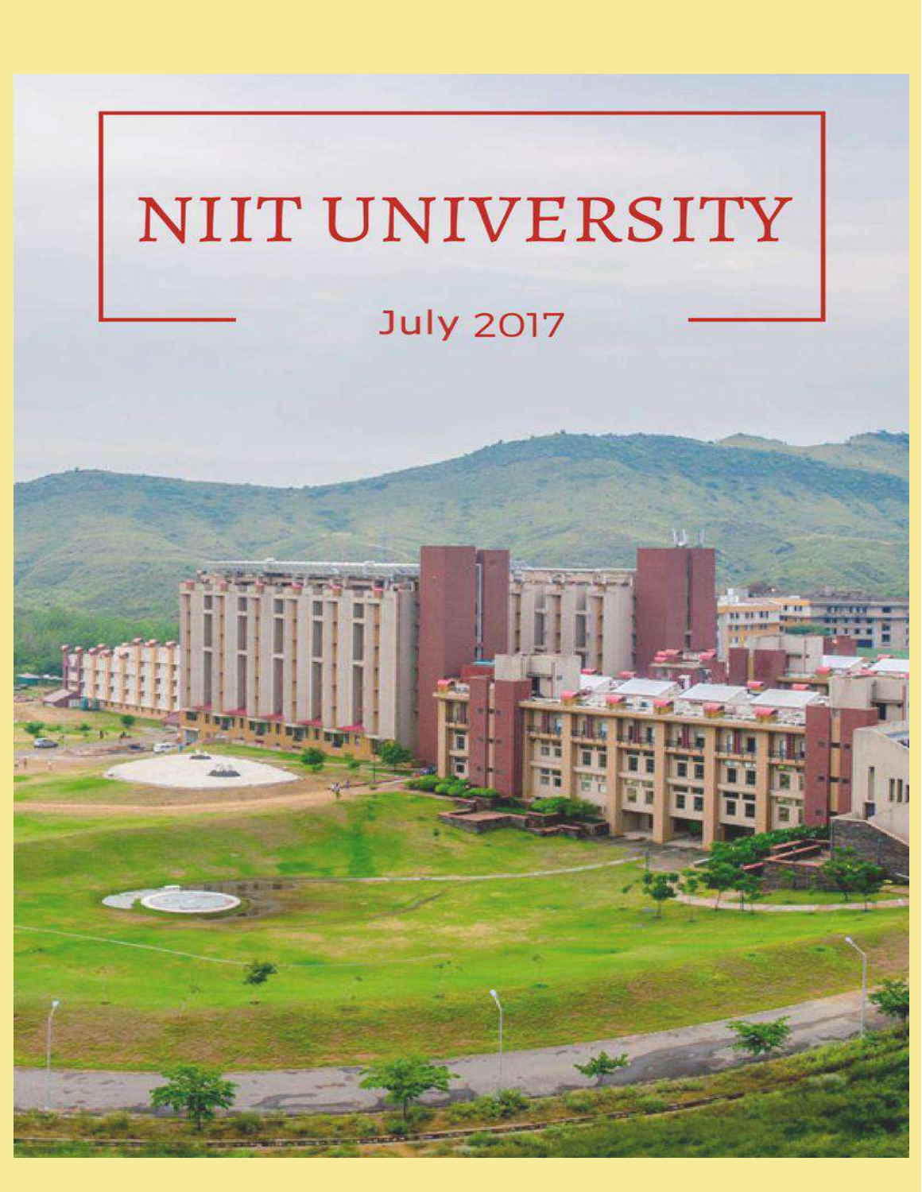# NIIT UNIVERSITY

July 2017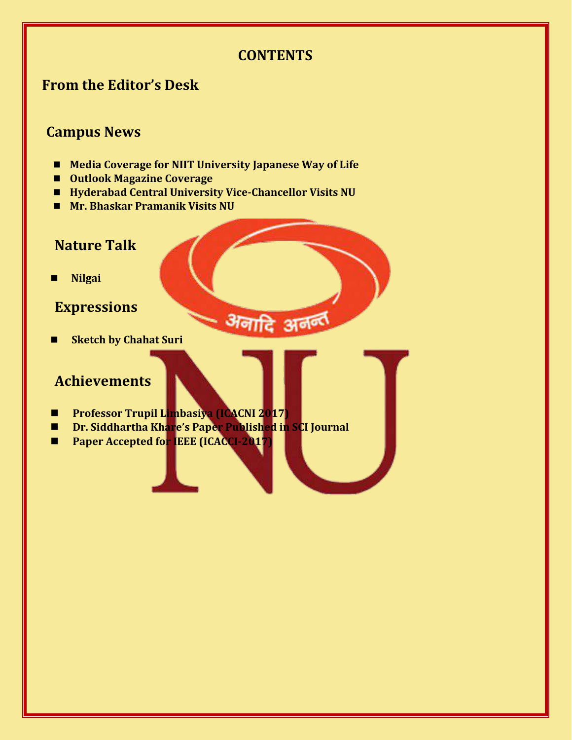# CONTENTS

## From the Editor's Desk

## Campus News

- **Media Coverage for NIIT University Japanese Way of Life**
- **Outlook Magazine Coverage**
- **Hyderabad Central University Vice-Chancellor Visits NU**
- **Mr. Bhaskar Pramanik Visits NU**

## Nature Talk

- **Nilgai**

## Expressions

- **Sketch by Chahat Suri**

## Achievements

- **Professor Trupil Limbasiya (ICACNI 2017)**
- **Dr. Siddhartha Khare's Paper Published in SCI Journal**
- **Paper Accepted for IEEE (ICACCI-2017)**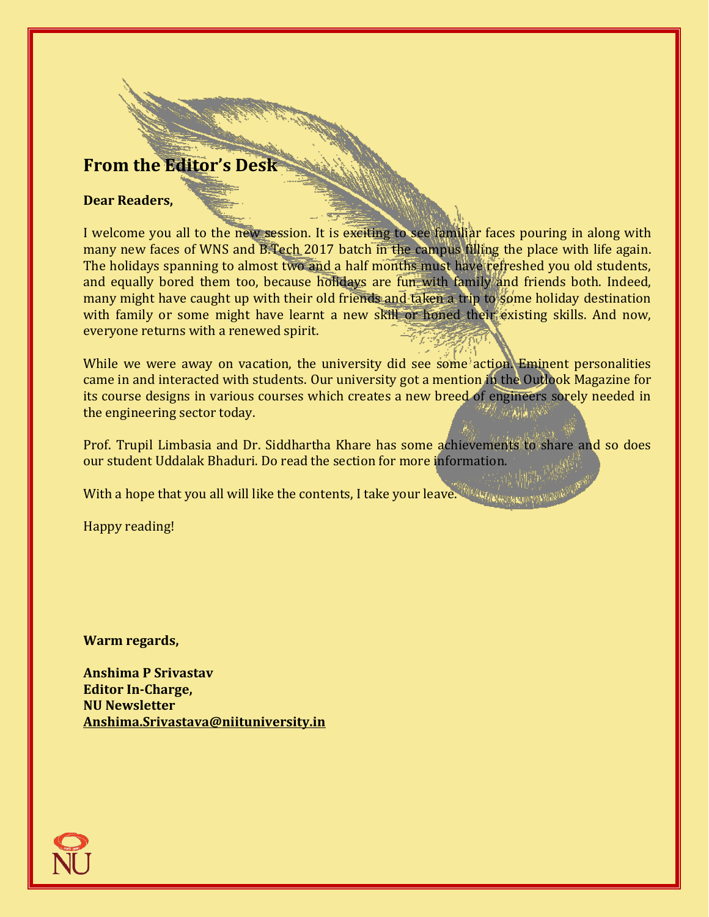## From the Editor's Desk

**Dear Readers,**

I welcome you all to the new session. It is exciting to see familiar faces pouring in along with many new faces of WNS and B.Tech 2017 batch in the campus filling the place with life again. The holidays spanning to almost two and a half months must have refreshed you old students, and equally bored them too, because holidays are fun with family and friends both. Indeed, many might have caught up with their old friends and taken a trip to some holiday destination with family or some might have learnt a new skill or honed their existing skills. And now, everyone returns with a renewed spirit.

While we were away on vacation, the university did see some action. Eminent personalities came in and interacted with students. Our university got a mention in the Outlook Magazine for its course designs in various courses which creates a new breed of engineers sorely needed in the engineering sector today.

Prof. Trupil Limbasia and Dr. Siddhartha Khare has some achievements to share and so does our student Uddalak Bhaduri. Do read the section for more information.

With a hope that you all will like the contents, I take your leave.

Happy reading!

**Warm regards,**

**Anshima P Srivastav**
**Editor In-Charge,**
**NU Newsletter**
**Anshima.Srivastava@niituniversity.in**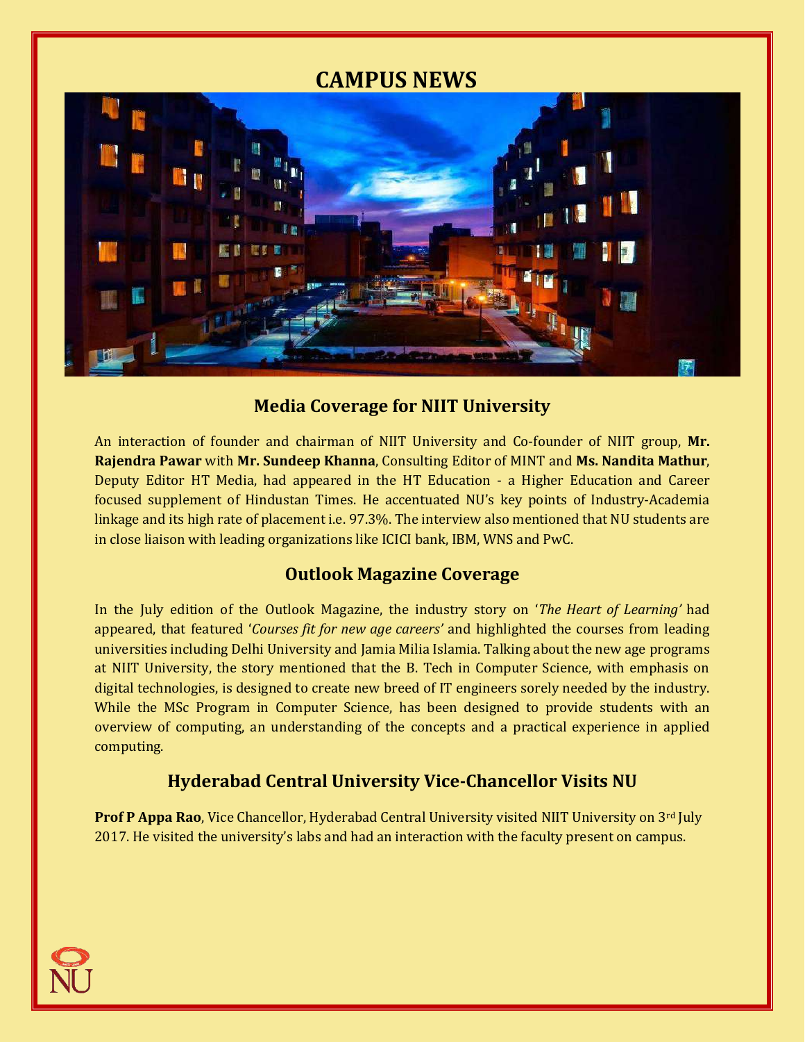# CAMPUS NEWS

## Media Coverage for NIIT University

An interaction of founder and chairman of NIIT University and Co-founder of NIIT group, **Mr. Rajendra Pawar** with **Mr. Sundeep Khanna**, Consulting Editor of MINT and **Ms. Nandita Mathur**, Deputy Editor HT Media, had appeared in the HT Education - a Higher Education and Career focused supplement of Hindustan Times. He accentuated NU's key points of Industry-Academia linkage and its high rate of placement i.e. 97.3%. The interview also mentioned that NU students are in close liaison with leading organizations like ICICI bank, IBM, WNS and PwC.

## Outlook Magazine Coverage

In the July edition of the Outlook Magazine, the industry story on '*The Heart of Learning'* had appeared, that featured '*Courses fit for new age careers'* and highlighted the courses from leading universities including Delhi University and Jamia Milia Islamia. Talking about the new age programs at NIIT University, the story mentioned that the B. Tech in Computer Science, with emphasis on digital technologies, is designed to create new breed of IT engineers sorely needed by the industry. While the MSc Program in Computer Science, has been designed to provide students with an overview of computing, an understanding of the concepts and a practical experience in applied computing.

## Hyderabad Central University Vice-Chancellor Visits NU

**Prof P Appa Rao**, Vice Chancellor, Hyderabad Central University visited NIIT University on 3rd July 2017. He visited the university's labs and had an interaction with the faculty present on campus.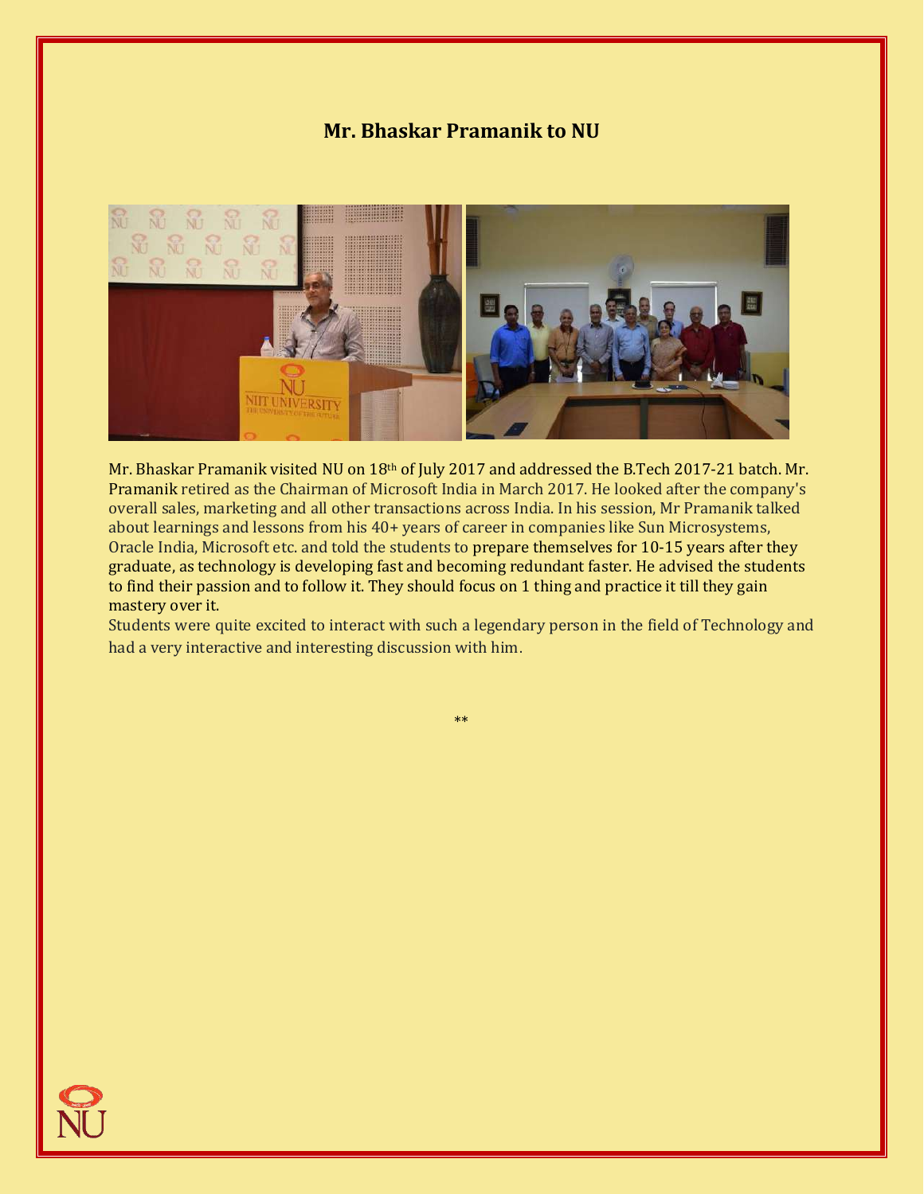## Mr. Bhaskar Pramanik to NU

Mr. Bhaskar Pramanik visited NU on 18th of July 2017 and addressed the B.Tech 2017-21 batch. Mr. Pramanik retired as the Chairman of Microsoft India in March 2017. He looked after the company's overall sales, marketing and all other transactions across India. In his session, Mr Pramanik talked about learnings and lessons from his 40+ years of career in companies like Sun Microsystems, Oracle India, Microsoft etc. and told the students to prepare themselves for 10-15 years after they graduate, as technology is developing fast and becoming redundant faster. He advised the students to find their passion and to follow it. They should focus on 1 thing and practice it till they gain mastery over it.

Students were quite excited to interact with such a legendary person in the field of Technology and had a very interactive and interesting discussion with him.

**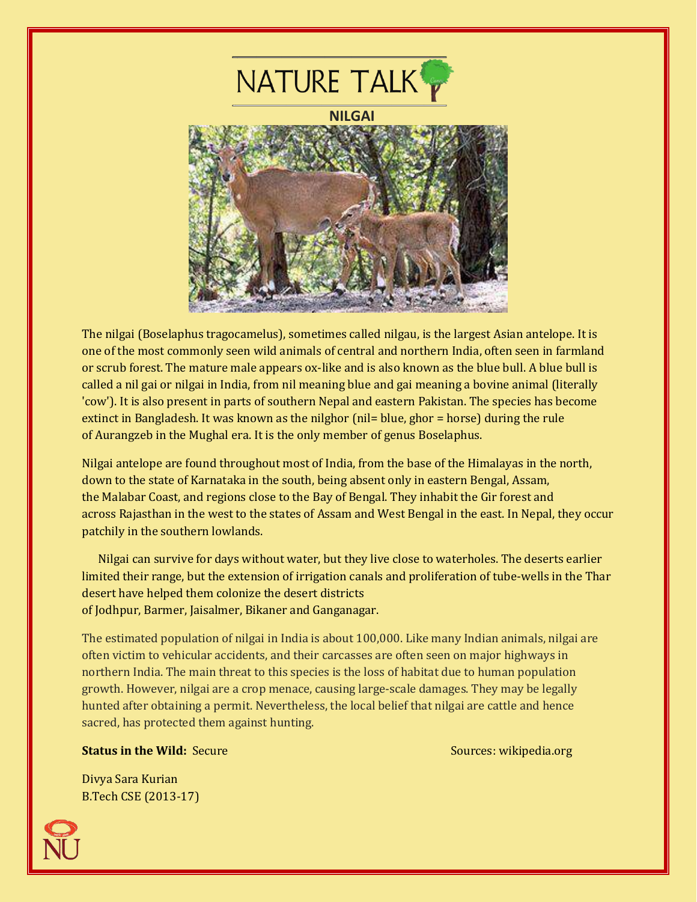# NATURE TALK

## NILGAI

The nilgai (Boselaphus tragocamelus), sometimes called nilgau, is the largest Asian antelope. It is one of the most commonly seen wild animals of central and northern India, often seen in farmland or scrub forest. The mature male appears ox-like and is also known as the blue bull. A blue bull is called a nil gai or nilgai in India, from nil meaning blue and gai meaning a bovine animal (literally 'cow'). It is also present in parts of southern Nepal and eastern Pakistan. The species has become extinct in Bangladesh. It was known as the nilghor (nil= blue, ghor = horse) during the rule of Aurangzeb in the Mughal era. It is the only member of genus Boselaphus.

Nilgai antelope are found throughout most of India, from the base of the Himalayas in the north, down to the state of Karnataka in the south, being absent only in eastern Bengal, Assam, the Malabar Coast, and regions close to the Bay of Bengal. They inhabit the Gir forest and across Rajasthan in the west to the states of Assam and West Bengal in the east. In Nepal, they occur patchily in the southern lowlands.

Nilgai can survive for days without water, but they live close to waterholes. The deserts earlier limited their range, but the extension of irrigation canals and proliferation of tube-wells in the Thar desert have helped them colonize the desert districts of Jodhpur, Barmer, Jaisalmer, Bikaner and Ganganagar.

The estimated population of nilgai in India is about 100,000. Like many Indian animals, nilgai are often victim to vehicular accidents, and their carcasses are often seen on major highways in northern India. The main threat to this species is the loss of habitat due to human population growth. However, nilgai are a crop menace, causing large-scale damages. They may be legally hunted after obtaining a permit. Nevertheless, the local belief that nilgai are cattle and hence sacred, has protected them against hunting.

**Status in the Wild:** Secure

Sources: wikipedia.org

Divya Sara Kurian
B.Tech CSE (2013-17)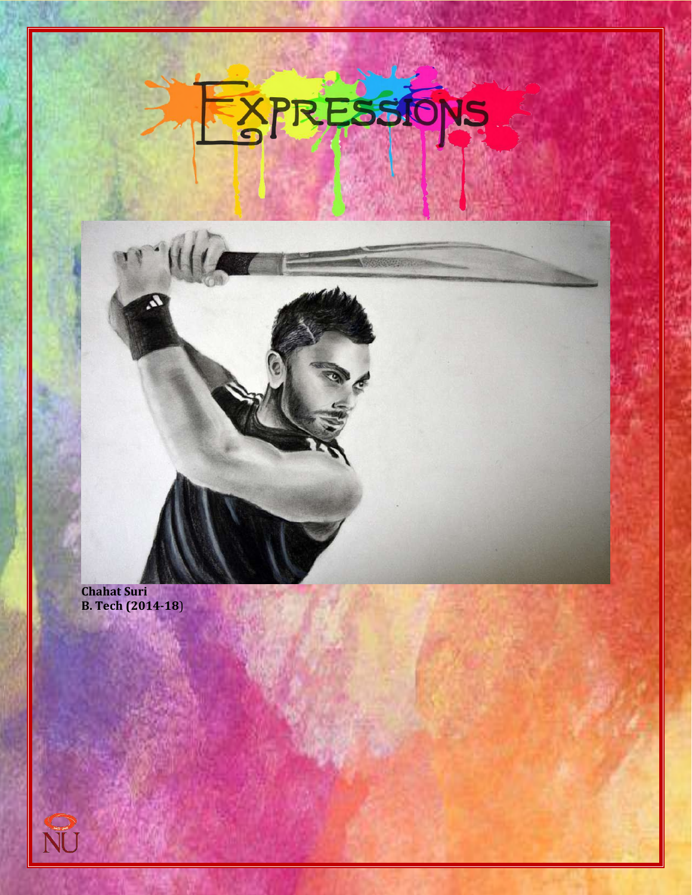# Expressions

**Chahat Suri**
**B. Tech (2014-18)**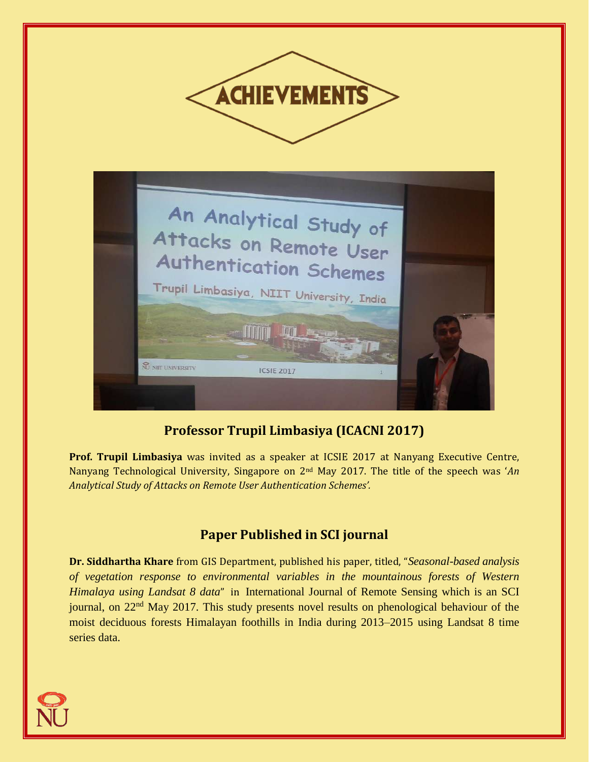# ACHIEVEMENTS

## Professor Trupil Limbasiya (ICACNI 2017)

**Prof. Trupil Limbasiya** was invited as a speaker at ICSIE 2017 at Nanyang Executive Centre, Nanyang Technological University, Singapore on 2nd May 2017. The title of the speech was '*An Analytical Study of Attacks on Remote User Authentication Schemes'.*

## Paper Published in SCI journal

**Dr. Siddhartha Khare** from GIS Department, published his paper, titled, "*Seasonal-based analysis of vegetation response to environmental variables in the mountainous forests of Western Himalaya using Landsat 8 data*" in International Journal of Remote Sensing which is an SCI journal, on 22nd May 2017. This study presents novel results on phenological behaviour of the moist deciduous forests Himalayan foothills in India during 2013–2015 using Landsat 8 time series data.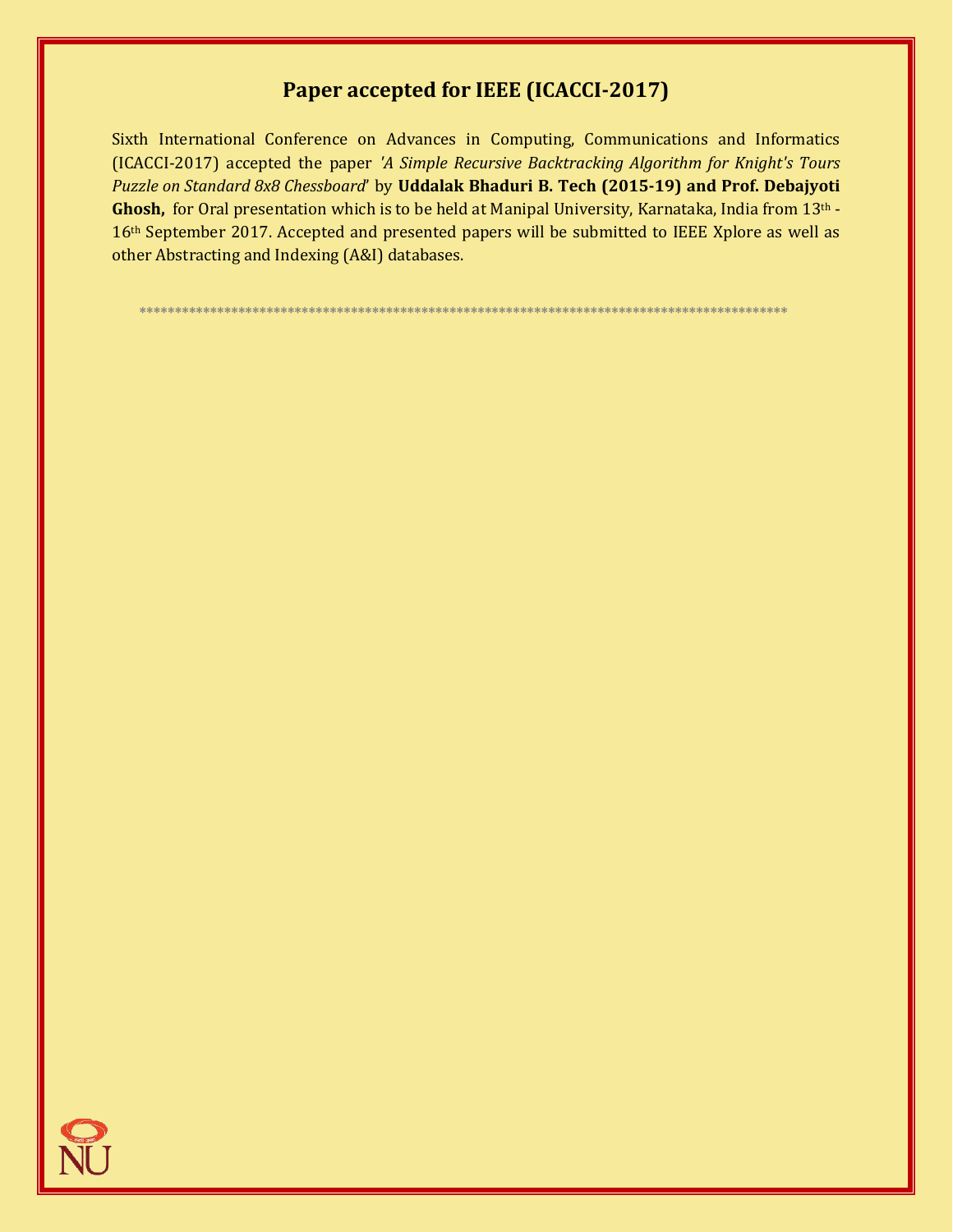## Paper accepted for IEEE (ICACCI-2017)

Sixth International Conference on Advances in Computing, Communications and Informatics (ICACCI-2017) accepted the paper *'A Simple Recursive Backtracking Algorithm for Knight's Tours Puzzle on Standard 8x8 Chessboard*' by **Uddalak Bhaduri B. Tech (2015-19) and Prof. Debajyoti Ghosh,** for Oral presentation which is to be held at Manipal University, Karnataka, India from 13th - 16th September 2017. Accepted and presented papers will be submitted to IEEE Xplore as well as other Abstracting and Indexing (A&I) databases.

*****************************************************************************************